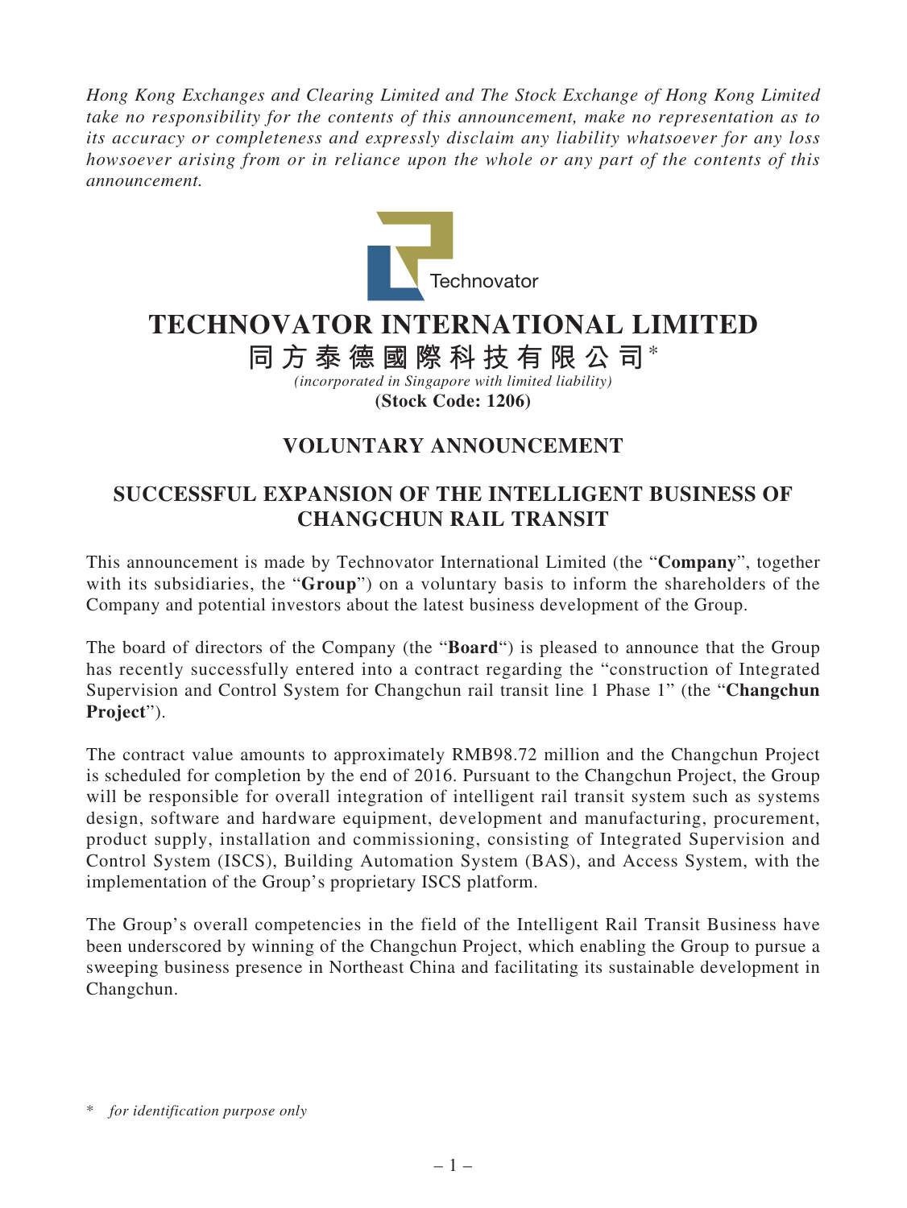*Hong Kong Exchanges and Clearing Limited and The Stock Exchange of Hong Kong Limited take no responsibility for the contents of this announcement, make no representation as to its accuracy or completeness and expressly disclaim any liability whatsoever for any loss howsoever arising from or in reliance upon the whole or any part of the contents of this announcement.*

Technovator

# TECHNOVATOR INTERNATIONAL LIMITED

## 同方泰德國際科技有限公司*

*(incorporated in Singapore with limited liability)*

**(Stock Code: 1206)**

## VOLUNTARY ANNOUNCEMENT

## SUCCESSFUL EXPANSION OF THE INTELLIGENT BUSINESS OF CHANGCHUN RAIL TRANSIT

This announcement is made by Technovator International Limited (the "**Company**", together with its subsidiaries, the "**Group**") on a voluntary basis to inform the shareholders of the Company and potential investors about the latest business development of the Group.

The board of directors of the Company (the "**Board**") is pleased to announce that the Group has recently successfully entered into a contract regarding the "construction of Integrated Supervision and Control System for Changchun rail transit line 1 Phase 1" (the "**Changchun Project**").

The contract value amounts to approximately RMB98.72 million and the Changchun Project is scheduled for completion by the end of 2016. Pursuant to the Changchun Project, the Group will be responsible for overall integration of intelligent rail transit system such as systems design, software and hardware equipment, development and manufacturing, procurement, product supply, installation and commissioning, consisting of Integrated Supervision and Control System (ISCS), Building Automation System (BAS), and Access System, with the implementation of the Group's proprietary ISCS platform.

The Group's overall competencies in the field of the Intelligent Rail Transit Business have been underscored by winning of the Changchun Project, which enabling the Group to pursue a sweeping business presence in Northeast China and facilitating its sustainable development in Changchun.

\* *for identification purpose only*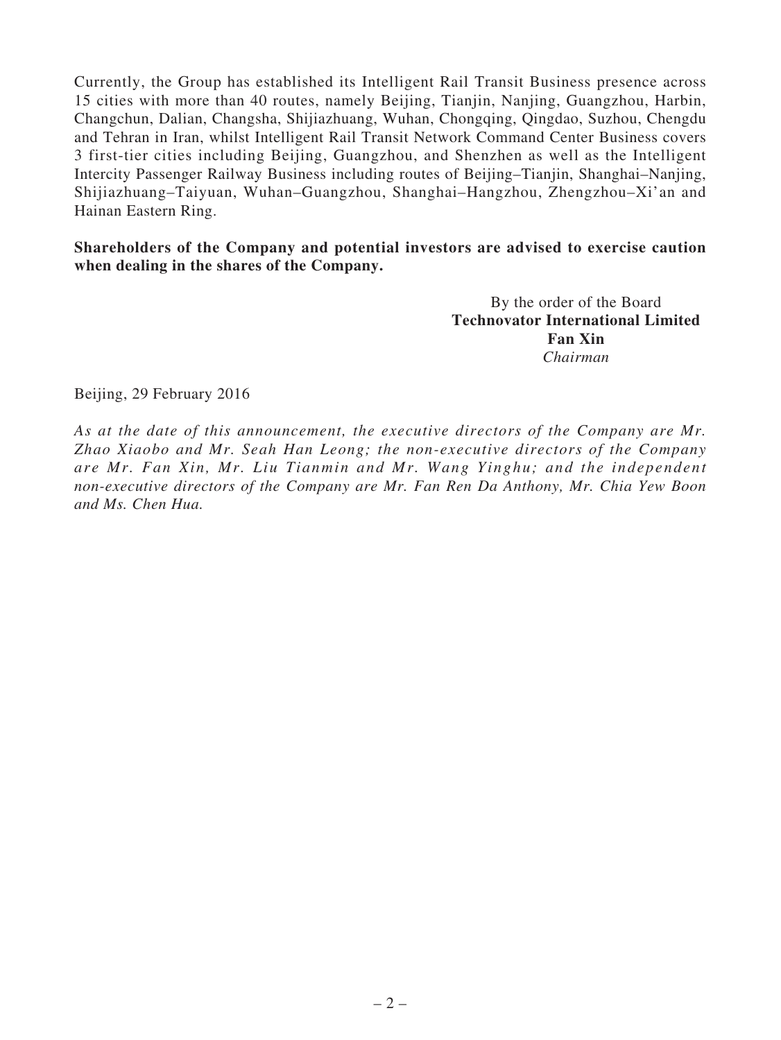Currently, the Group has established its Intelligent Rail Transit Business presence across 15 cities with more than 40 routes, namely Beijing, Tianjin, Nanjing, Guangzhou, Harbin, Changchun, Dalian, Changsha, Shijiazhuang, Wuhan, Chongqing, Qingdao, Suzhou, Chengdu and Tehran in Iran, whilst Intelligent Rail Transit Network Command Center Business covers 3 first-tier cities including Beijing, Guangzhou, and Shenzhen as well as the Intelligent Intercity Passenger Railway Business including routes of Beijing–Tianjin, Shanghai–Nanjing, Shijiazhuang–Taiyuan, Wuhan–Guangzhou, Shanghai–Hangzhou, Zhengzhou–Xi'an and Hainan Eastern Ring.

**Shareholders of the Company and potential investors are advised to exercise caution when dealing in the shares of the Company.**

By the order of the Board
**Technovator International Limited**
**Fan Xin**
*Chairman*

Beijing, 29 February 2016

*As at the date of this announcement, the executive directors of the Company are Mr. Zhao Xiaobo and Mr. Seah Han Leong; the non-executive directors of the Company are Mr. Fan Xin, Mr. Liu Tianmin and Mr. Wang Yinghu; and the independent non-executive directors of the Company are Mr. Fan Ren Da Anthony, Mr. Chia Yew Boon and Ms. Chen Hua.*